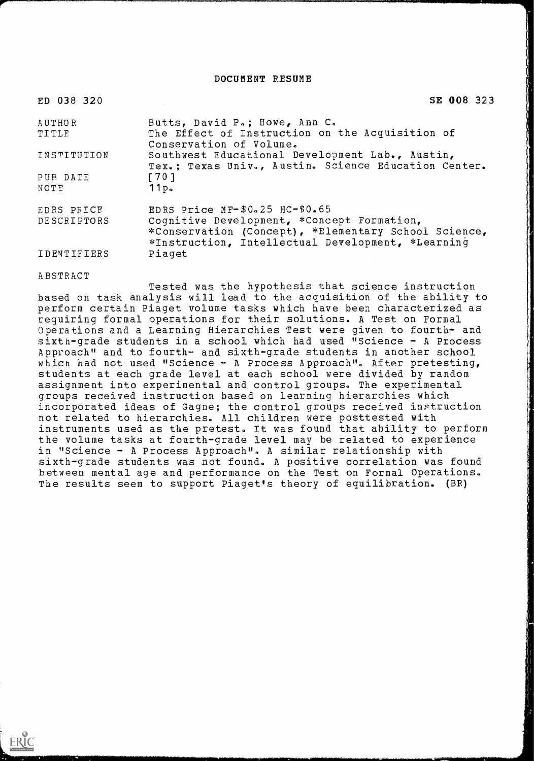# DOCUMENT RESUME

ED 038 320 SE 008 323

| | |
|---|---|
| AUTHOR | Butts, David P.; Howe, Ann C. |
| TITLE | The Effect of Instruction on the Acquisition of Conservation of Volume. |
| INSTITUTION | Southwest Educational Development Lab., Austin, Tex.; Texas Univ., Austin. Science Education Center. |
| PUB DATE | [70] |
| NOTE | 11p. |
| EDRS PRICE | EDRS Price MF-$0.25 HC-$0.65 |
| DESCRIPTORS | Cognitive Development, *Concept Formation, *Conservation (Concept), *Elementary School Science, *Instruction, Intellectual Development, *Learning |
| IDENTIFIERS | Piaget |

ABSTRACT

Tested was the hypothesis that science instruction based on task analysis will lead to the acquisition of the ability to perform certain Piaget volume tasks which have been characterized as requiring formal operations for their solutions. A Test on Formal Operations and a Learning Hierarchies Test were given to fourth- and sixth-grade students in a school which had used "Science - A Process Approach" and to fourth- and sixth-grade students in another school which had not used "Science - A Process Approach". After pretesting, students at each grade level at each school were divided by random assignment into experimental and control groups. The experimental groups received instruction based on learning hierarchies which incorporated ideas of Gagne; the control groups received instruction not related to hierarchies. All children were posttested with instruments used as the pretest. It was found that ability to perform the volume tasks at fourth-grade level may be related to experience in "Science - A Process Approach". A similar relationship with sixth-grade students was not found. A positive correlation was found between mental age and performance on the Test on Formal Operations. The results seem to support Piaget's theory of equilibration. (BR)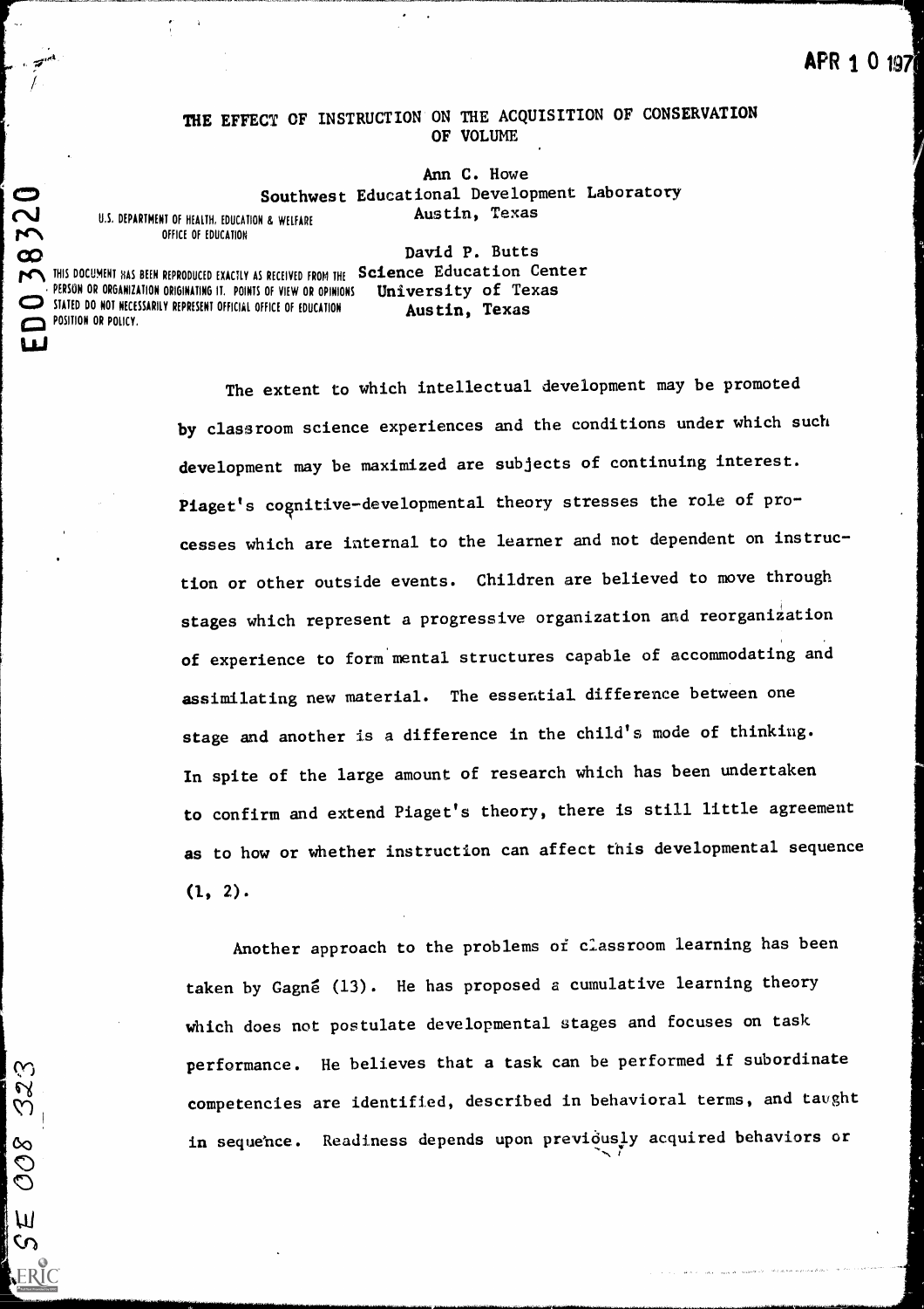# THE EFFECT OF INSTRUCTION ON THE ACQUISITION OF CONSERVATION OF VOLUME

Ann C. Howe
Southwest Educational Development Laboratory
Austin, Texas

David P. Butts
Science Education Center
University of Texas
Austin, Texas

U.S. DEPARTMENT OF HEALTH, EDUCATION & WELFARE
OFFICE OF EDUCATION

THIS DOCUMENT HAS BEEN REPRODUCED EXACTLY AS RECEIVED FROM THE PERSON OR ORGANIZATION ORIGINATING IT. POINTS OF VIEW OR OPINIONS STATED DO NOT NECESSARILY REPRESENT OFFICIAL OFFICE OF EDUCATION POSITION OR POLICY.

The extent to which intellectual development may be promoted by classroom science experiences and the conditions under which such development may be maximized are subjects of continuing interest. Piaget's cognitive-developmental theory stresses the role of processes which are internal to the learner and not dependent on instruction or other outside events. Children are believed to move through stages which represent a progressive organization and reorganization of experience to form mental structures capable of accommodating and assimilating new material. The essential difference between one stage and another is a difference in the child's mode of thinking. In spite of the large amount of research which has been undertaken to confirm and extend Piaget's theory, there is still little agreement as to how or whether instruction can affect this developmental sequence (1, 2).

Another approach to the problems of classroom learning has been taken by Gagné (13). He has proposed a cumulative learning theory which does not postulate developmental stages and focuses on task performance. He believes that a task can be performed if subordinate competencies are identified, described in behavioral terms, and taught in sequence. Readiness depends upon previously acquired behaviors or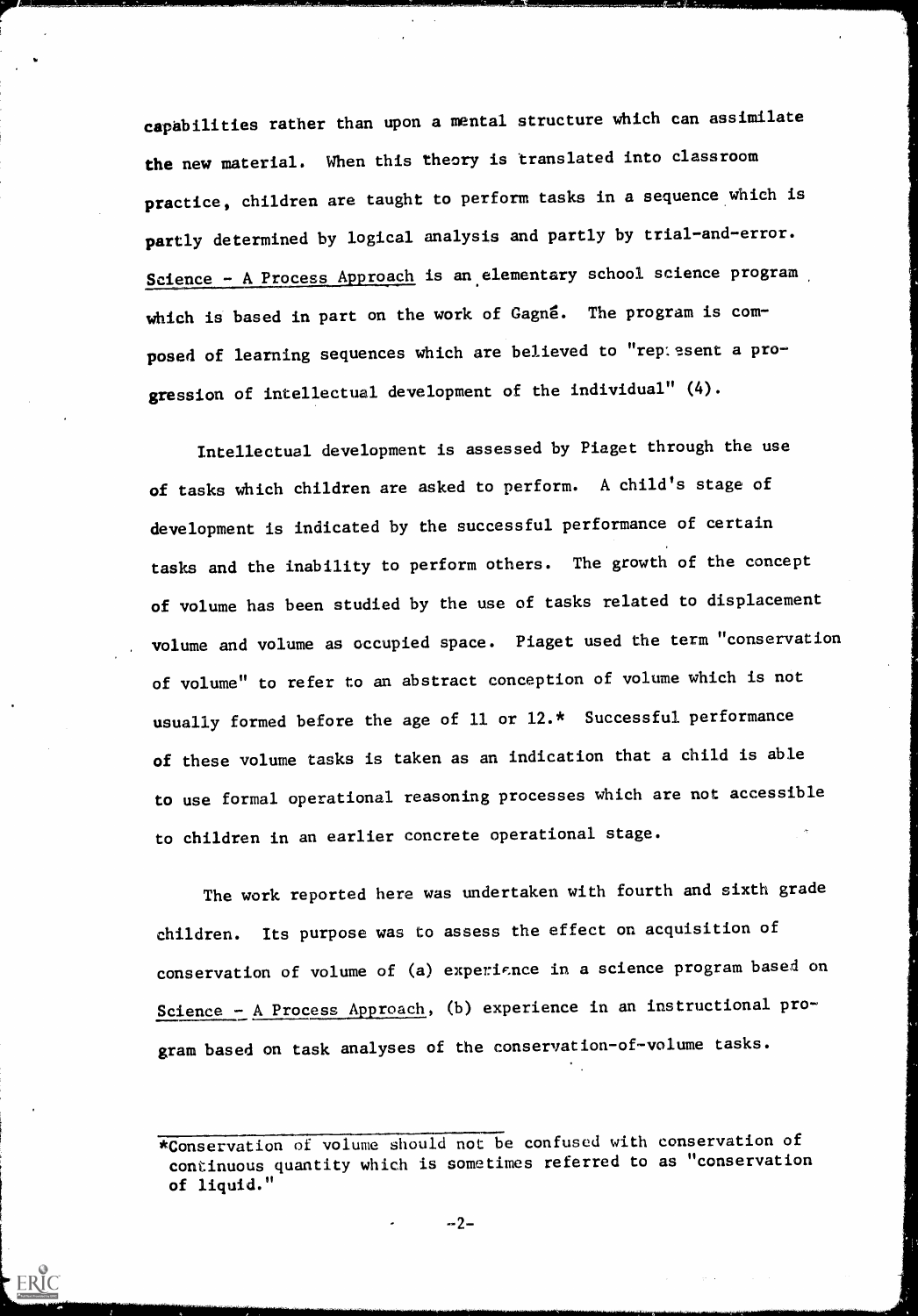capabilities rather than upon a mental structure which can assimilate the new material. When this theory is translated into classroom practice, children are taught to perform tasks in a sequence which is partly determined by logical analysis and partly by trial-and-error. Science - A Process Approach is an elementary school science program which is based in part on the work of Gagné. The program is composed of learning sequences which are believed to "represent a progression of intellectual development of the individual" (4).

Intellectual development is assessed by Piaget through the use of tasks which children are asked to perform. A child's stage of development is indicated by the successful performance of certain tasks and the inability to perform others. The growth of the concept of volume has been studied by the use of tasks related to displacement volume and volume as occupied space. Piaget used the term "conservation of volume" to refer to an abstract conception of volume which is not usually formed before the age of 11 or 12.* Successful performance of these volume tasks is taken as an indication that a child is able to use formal operational reasoning processes which are not accessible to children in an earlier concrete operational stage.

The work reported here was undertaken with fourth and sixth grade children. Its purpose was to assess the effect on acquisition of conservation of volume of (a) experience in a science program based on Science - A Process Approach, (b) experience in an instructional program based on task analyses of the conservation-of-volume tasks.

*Conservation of volume should not be confused with conservation of continuous quantity which is sometimes referred to as "conservation of liquid."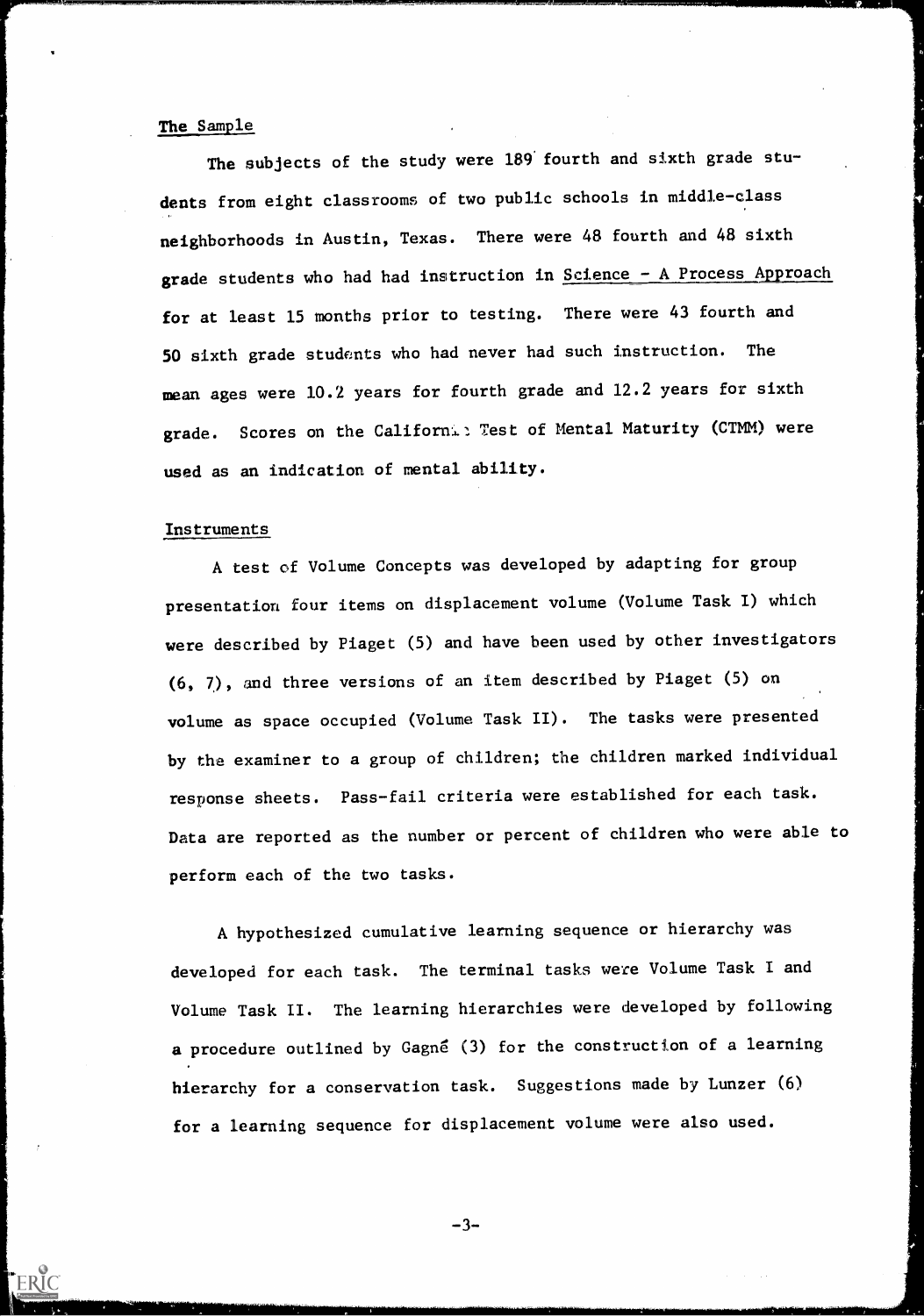## The Sample

The subjects of the study were 189 fourth and sixth grade students from eight classrooms of two public schools in middle-class neighborhoods in Austin, Texas. There were 48 fourth and 48 sixth grade students who had had instruction in Science - A Process Approach for at least 15 months prior to testing. There were 43 fourth and 50 sixth grade students who had never had such instruction. The mean ages were 10.2 years for fourth grade and 12.2 years for sixth grade. Scores on the California Test of Mental Maturity (CTMM) were used as an indication of mental ability.

## Instruments

A test of Volume Concepts was developed by adapting for group presentation four items on displacement volume (Volume Task I) which were described by Piaget (5) and have been used by other investigators (6, 7), and three versions of an item described by Piaget (5) on volume as space occupied (Volume Task II). The tasks were presented by the examiner to a group of children; the children marked individual response sheets. Pass-fail criteria were established for each task. Data are reported as the number or percent of children who were able to perform each of the two tasks.

A hypothesized cumulative learning sequence or hierarchy was developed for each task. The terminal tasks were Volume Task I and Volume Task II. The learning hierarchies were developed by following a procedure outlined by Gagné (3) for the construction of a learning hierarchy for a conservation task. Suggestions made by Lunzer (6) for a learning sequence for displacement volume were also used.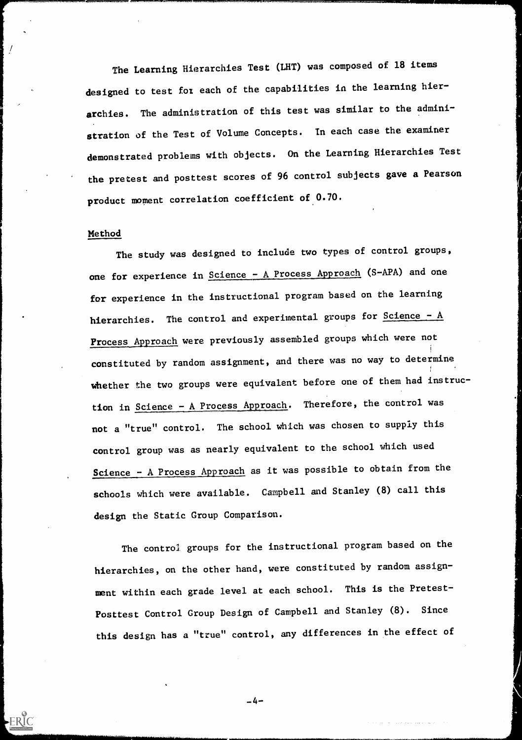The Learning Hierarchies Test (LHT) was composed of 18 items designed to test for each of the capabilities in the learning hierarchies. The administration of this test was similar to the administration of the Test of Volume Concepts. In each case the examiner demonstrated problems with objects. On the Learning Hierarchies Test the pretest and posttest scores of 96 control subjects gave a Pearson product moment correlation coefficient of 0.70.

## Method

The study was designed to include two types of control groups, one for experience in *Science - A Process Approach* (S-APA) and one for experience in the instructional program based on the learning hierarchies. The control and experimental groups for *Science - A Process Approach* were previously assembled groups which were not constituted by random assignment, and there was no way to determine whether the two groups were equivalent before one of them had instruction in *Science - A Process Approach*. Therefore, the control was not a "true" control. The school which was chosen to supply this control group was as nearly equivalent to the school which used *Science - A Process Approach* as it was possible to obtain from the schools which were available. Campbell and Stanley (8) call this design the Static Group Comparison.

The control groups for the instructional program based on the hierarchies, on the other hand, were constituted by random assignment within each grade level at each school. This is the Pretest-Posttest Control Group Design of Campbell and Stanley (8). Since this design has a "true" control, any differences in the effect of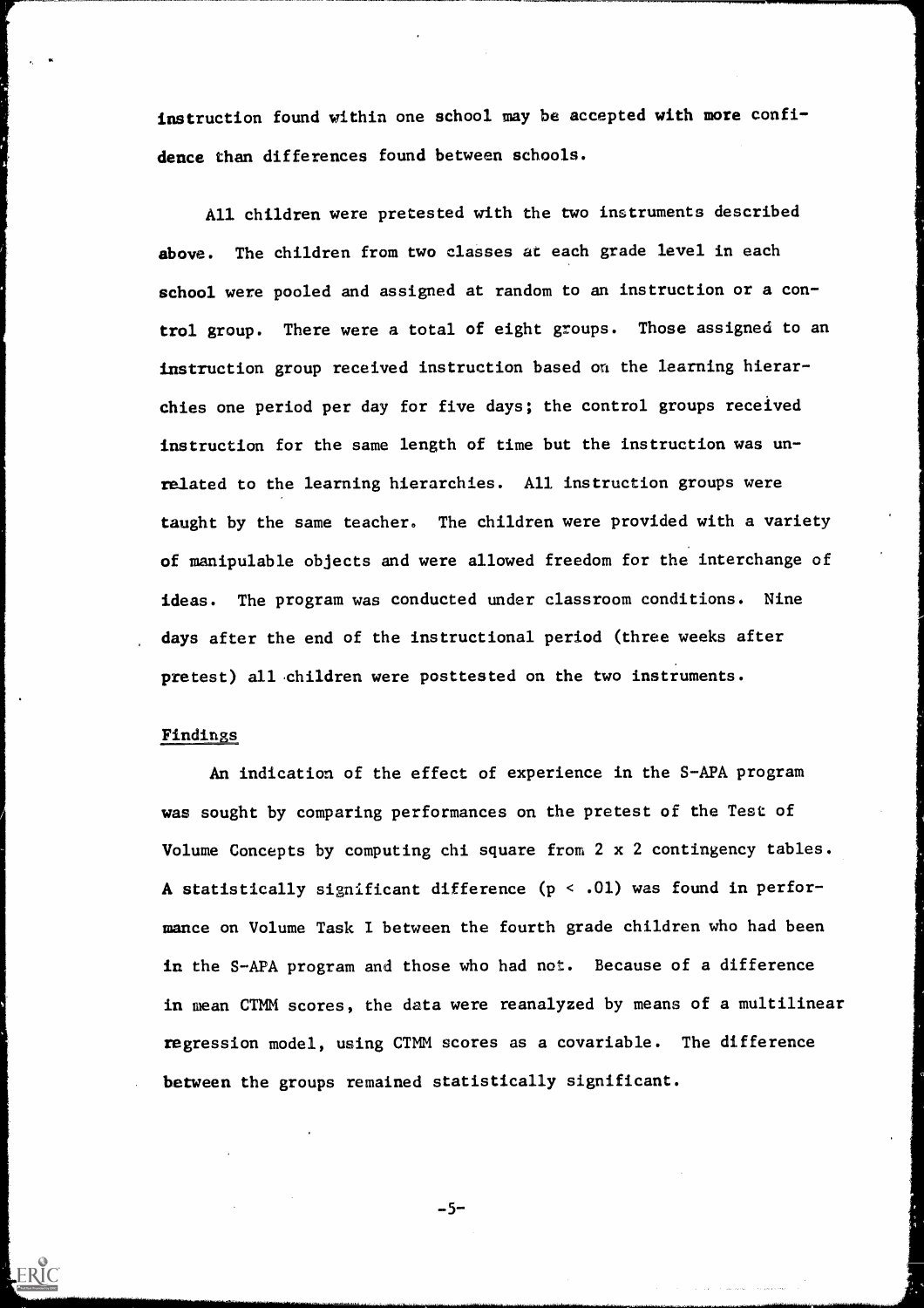instruction found within one school may be accepted with more confidence than differences found between schools.

All children were pretested with the two instruments described above. The children from two classes at each grade level in each school were pooled and assigned at random to an instruction or a control group. There were a total of eight groups. Those assigned to an instruction group received instruction based on the learning hierarchies one period per day for five days; the control groups received instruction for the same length of time but the instruction was unrelated to the learning hierarchies. All instruction groups were taught by the same teacher. The children were provided with a variety of manipulable objects and were allowed freedom for the interchange of ideas. The program was conducted under classroom conditions. Nine days after the end of the instructional period (three weeks after pretest) all children were posttested on the two instruments.

## Findings

An indication of the effect of experience in the S-APA program was sought by comparing performances on the pretest of the Test of Volume Concepts by computing chi square from 2 x 2 contingency tables. A statistically significant difference ($p < .01$) was found in performance on Volume Task I between the fourth grade children who had been in the S-APA program and those who had not. Because of a difference in mean CTMM scores, the data were reanalyzed by means of a multilinear regression model, using CTMM scores as a covariable. The difference between the groups remained statistically significant.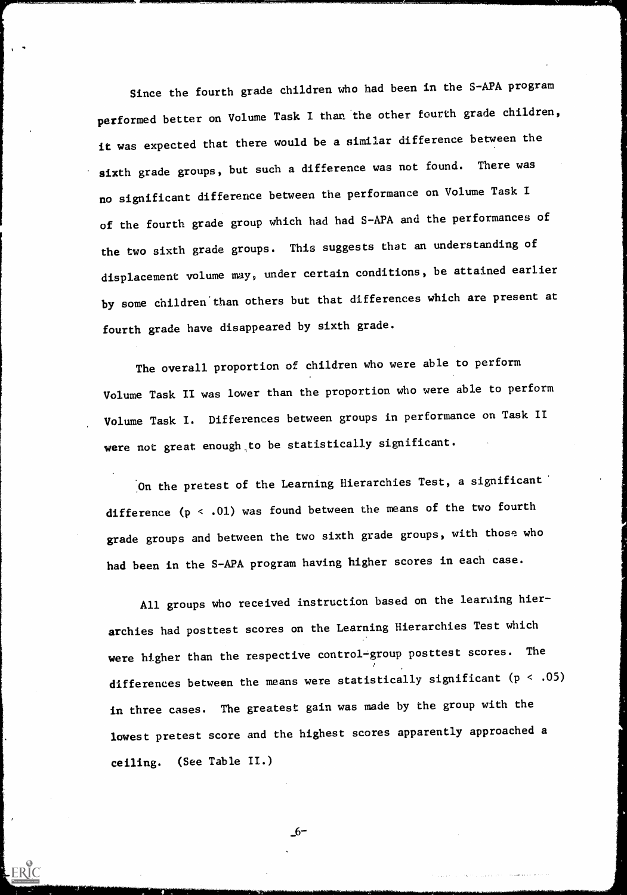Since the fourth grade children who had been in the S-APA program performed better on Volume Task I than the other fourth grade children, it was expected that there would be a similar difference between the sixth grade groups, but such a difference was not found. There was no significant difference between the performance on Volume Task I of the fourth grade group which had had S-APA and the performances of the two sixth grade groups. This suggests that an understanding of displacement volume may, under certain conditions, be attained earlier by some children than others but that differences which are present at fourth grade have disappeared by sixth grade.

The overall proportion of children who were able to perform Volume Task II was lower than the proportion who were able to perform Volume Task I. Differences between groups in performance on Task II were not great enough to be statistically significant.

On the pretest of the Learning Hierarchies Test, a significant difference ($p < .01$) was found between the means of the two fourth grade groups and between the two sixth grade groups, with those who had been in the S-APA program having higher scores in each case.

All groups who received instruction based on the learning hierarchies had posttest scores on the Learning Hierarchies Test which were higher than the respective control-group posttest scores. The differences between the means were statistically significant ($p < .05$) in three cases. The greatest gain was made by the group with the lowest pretest score and the highest scores apparently approached a ceiling. (See Table II.)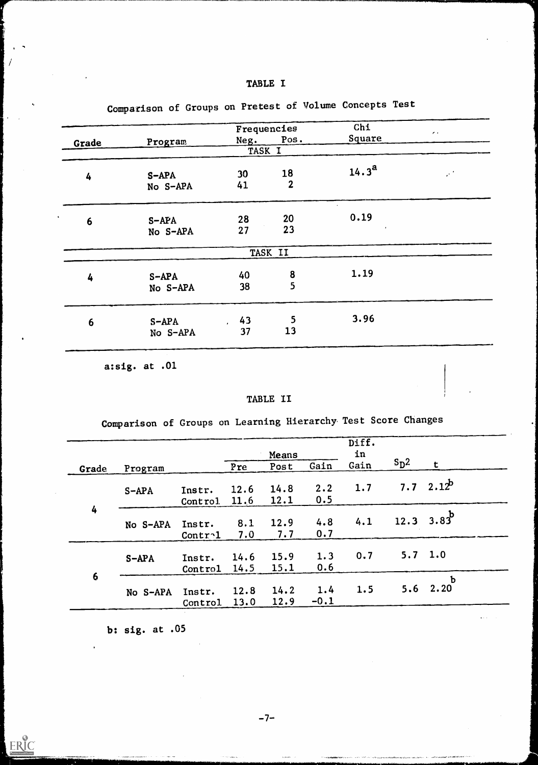# TABLE I

Comparison of Groups on Pretest of Volume Concepts Test

| Grade | Program | Frequencies Neg. | Pos. | Chi Square |
|---|---|---|---|---|
| | | TASK I | | |
| 4 | S-APA | 30 | 18 | 14.3[a] |
| | No S-APA | 41 | 2 | |
| 6 | S-APA | 28 | 20 | 0.19 |
| | No S-APA | 27 | 23 | |
| | | TASK II | | |
| 4 | S-APA | 40 | 8 | 1.19 |
| | No S-APA | 38 | 5 | |
| 6 | S-APA | 43 | 5 | 3.96 |
| | No S-APA | 37 | 13 | |

a:sig. at .01

# TABLE II

Comparison of Groups on Learning Hierarchy Test Score Changes

| Grade | Program | | Means Pre | Post | Gain | Diff. in Gain | $S_D^2$ | t |
|---|---|---|---|---|---|---|---|---|
| 4 | S-APA | Instr. | 12.6 | 14.8 | 2.2 | 1.7 | 7.7 | 2.12[b] |
| | | Control | 11.6 | 12.1 | 0.5 | | | |
| | No S-APA | Instr. | 8.1 | 12.9 | 4.8 | 4.1 | 12.3 | 3.83[b] |
| | | Control | 7.0 | 7.7 | 0.7 | | | |
| 6 | S-APA | Instr. | 14.6 | 15.9 | 1.3 | 0.7 | 5.7 | 1.0 |
| | | Control | 14.5 | 15.1 | 0.6 | | | |
| | No S-APA | Instr. | 12.8 | 14.2 | 1.4 | 1.5 | 5.6 | 2.20[b] |
| | | Control | 13.0 | 12.9 | -0.1 | | | |

b: sig. at .05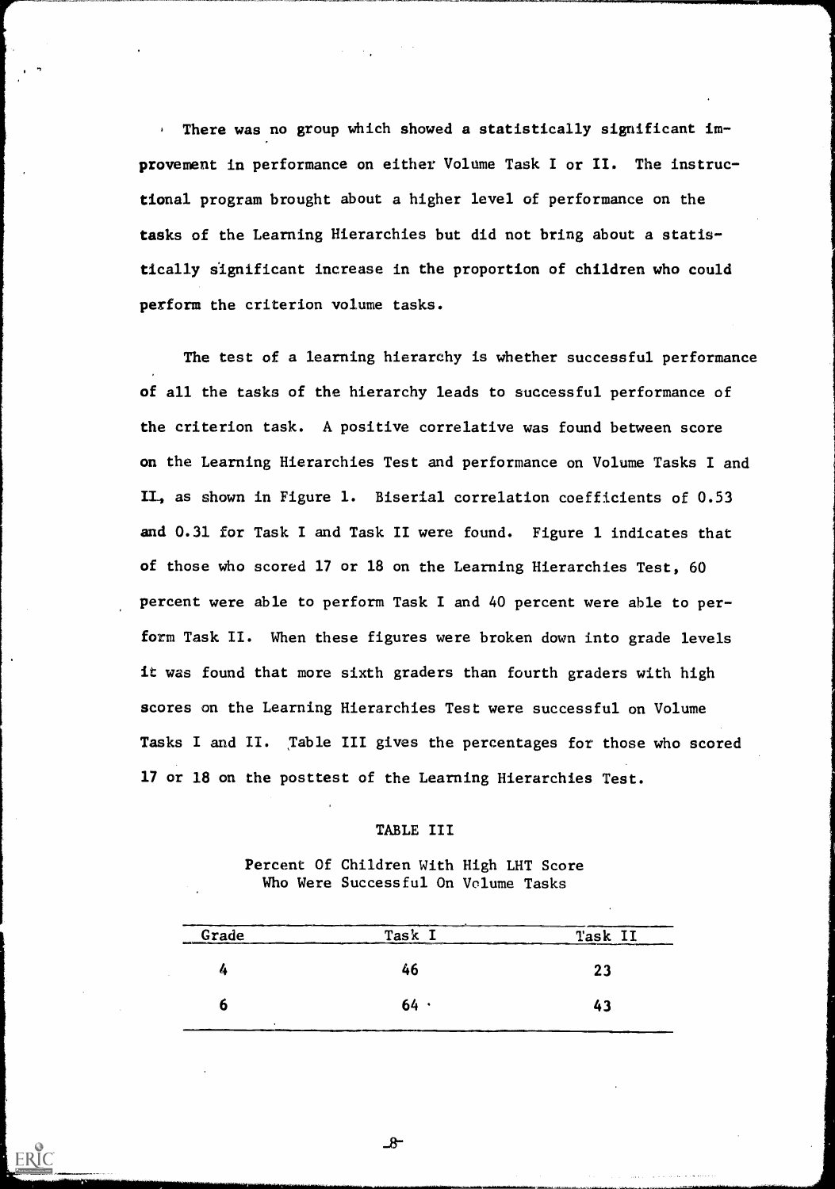There was no group which showed a statistically significant improvement in performance on either Volume Task I or II. The instructional program brought about a higher level of performance on the tasks of the Learning Hierarchies but did not bring about a statistically significant increase in the proportion of children who could perform the criterion volume tasks.

The test of a learning hierarchy is whether successful performance of all the tasks of the hierarchy leads to successful performance of the criterion task. A positive correlative was found between score on the Learning Hierarchies Test and performance on Volume Tasks I and II, as shown in Figure 1. Biserial correlation coefficients of 0.53 and 0.31 for Task I and Task II were found. Figure 1 indicates that of those who scored 17 or 18 on the Learning Hierarchies Test, 60 percent were able to perform Task I and 40 percent were able to perform Task II. When these figures were broken down into grade levels it was found that more sixth graders than fourth graders with high scores on the Learning Hierarchies Test were successful on Volume Tasks I and II. Table III gives the percentages for those who scored 17 or 18 on the posttest of the Learning Hierarchies Test.

TABLE III

Percent Of Children With High LHT Score Who Were Successful On Volume Tasks

| Grade | Task I | Task II |
|---|---|---|
| 4 | 46 | 23 |
| 6 | 64 | 43 |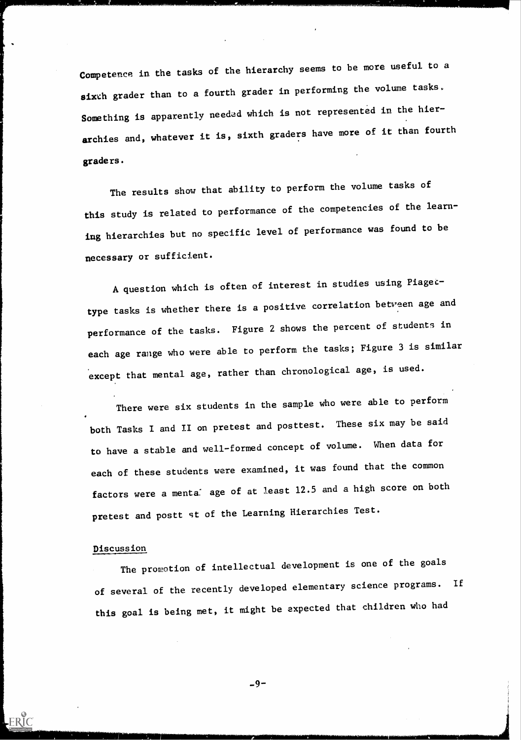Competence in the tasks of the hierarchy seems to be more useful to a sixth grader than to a fourth grader in performing the volume tasks. Something is apparently needed which is not represented in the hierarchies and, whatever it is, sixth graders have more of it than fourth graders.

The results show that ability to perform the volume tasks of this study is related to performance of the competencies of the learning hierarchies but no specific level of performance was found to be necessary or sufficient.

A question which is often of interest in studies using Piaget-type tasks is whether there is a positive correlation between age and performance of the tasks. Figure 2 shows the percent of students in each age range who were able to perform the tasks; Figure 3 is similar except that mental age, rather than chronological age, is used.

There were six students in the sample who were able to perform both Tasks I and II on pretest and posttest. These six may be said to have a stable and well-formed concept of volume. When data for each of these students were examined, it was found that the common factors were a mental age of at least 12.5 and a high score on both pretest and posttest of the Learning Hierarchies Test.

## Discussion

The promotion of intellectual development is one of the goals of several of the recently developed elementary science programs. If this goal is being met, it might be expected that children who had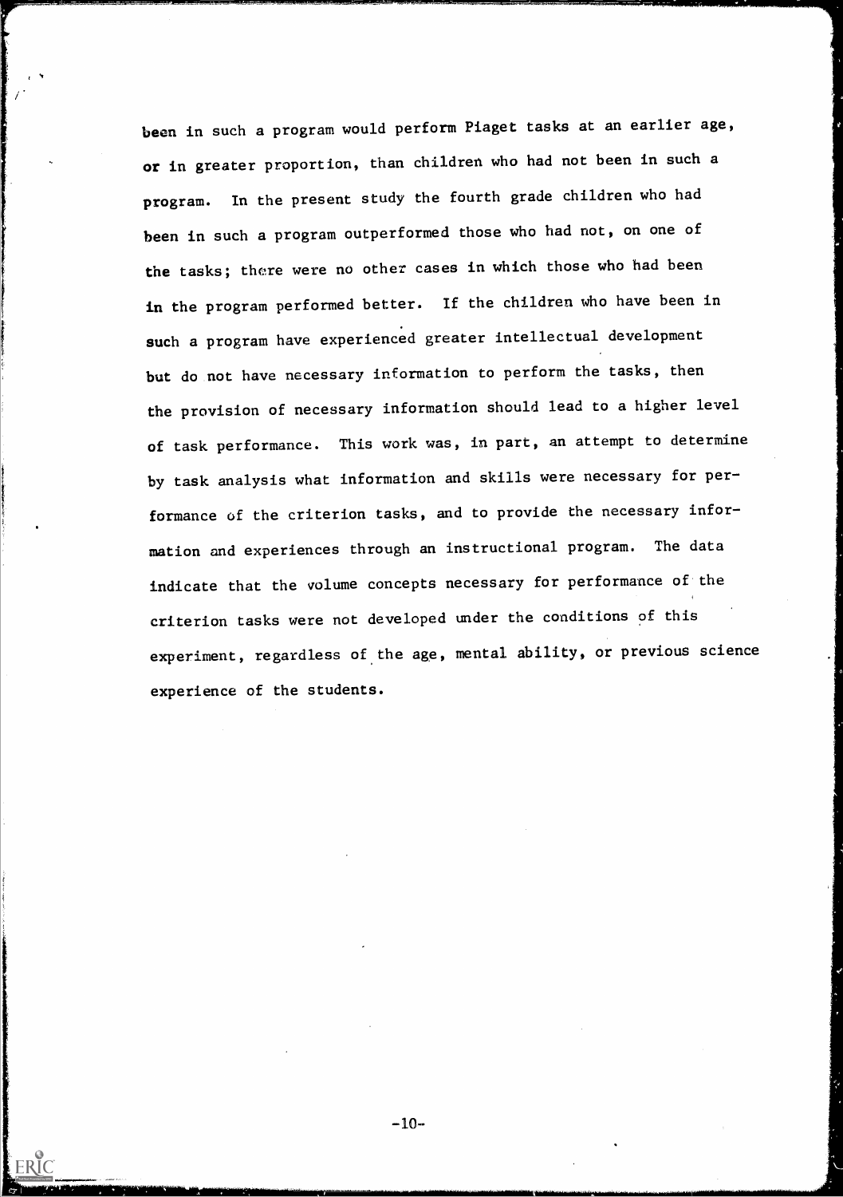been in such a program would perform Piaget tasks at an earlier age, or in greater proportion, than children who had not been in such a program. In the present study the fourth grade children who had been in such a program outperformed those who had not, on one of the tasks; there were no other cases in which those who had been in the program performed better. If the children who have been in such a program have experienced greater intellectual development but do not have necessary information to perform the tasks, then the provision of necessary information should lead to a higher level of task performance. This work was, in part, an attempt to determine by task analysis what information and skills were necessary for performance of the criterion tasks, and to provide the necessary information and experiences through an instructional program. The data indicate that the volume concepts necessary for performance of the criterion tasks were not developed under the conditions of this experiment, regardless of the age, mental ability, or previous science experience of the students.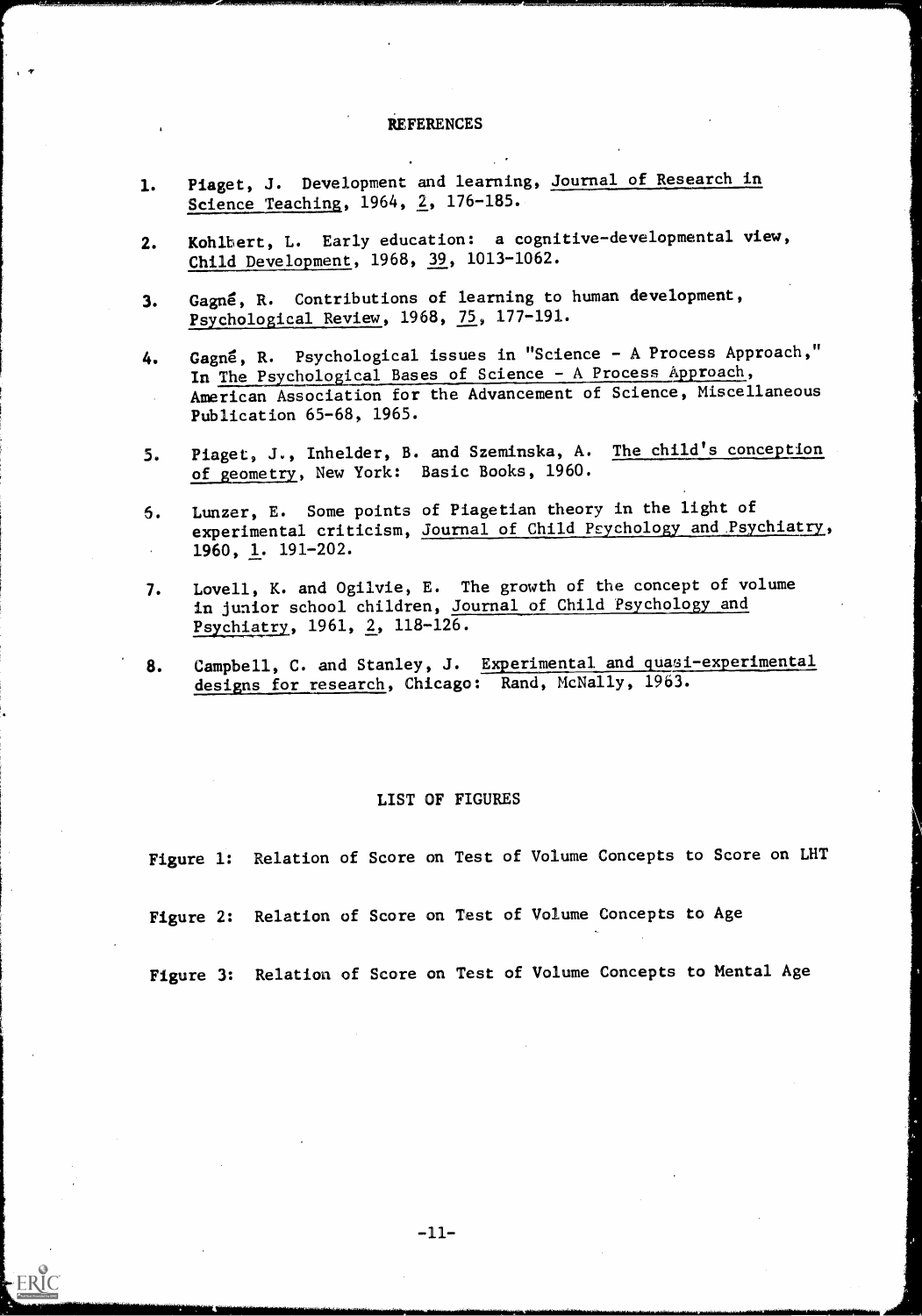# REFERENCES

1. Piaget, J. Development and learning, Journal of Research in Science Teaching, 1964, 2, 176-185.

2. Kohlbert, L. Early education: a cognitive-developmental view, Child Development, 1968, 39, 1013-1062.

3. Gagné, R. Contributions of learning to human development, Psychological Review, 1968, 75, 177-191.

4. Gagné, R. Psychological issues in "Science - A Process Approach," In The Psychological Bases of Science - A Process Approach, American Association for the Advancement of Science, Miscellaneous Publication 65-68, 1965.

5. Piaget, J., Inhelder, B. and Szeminska, A. The child's conception of geometry, New York: Basic Books, 1960.

6. Lunzer, E. Some points of Piagetian theory in the light of experimental criticism, Journal of Child Psychology and Psychiatry, 1960, 1. 191-202.

7. Lovell, K. and Ogilvie, E. The growth of the concept of volume in junior school children, Journal of Child Psychology and Psychiatry, 1961, 2, 118-126.

8. Campbell, C. and Stanley, J. Experimental and quasi-experimental designs for research, Chicago: Rand, McNally, 1963.

## LIST OF FIGURES

Figure 1: Relation of Score on Test of Volume Concepts to Score on LHT

Figure 2: Relation of Score on Test of Volume Concepts to Age

Figure 3: Relation of Score on Test of Volume Concepts to Mental Age